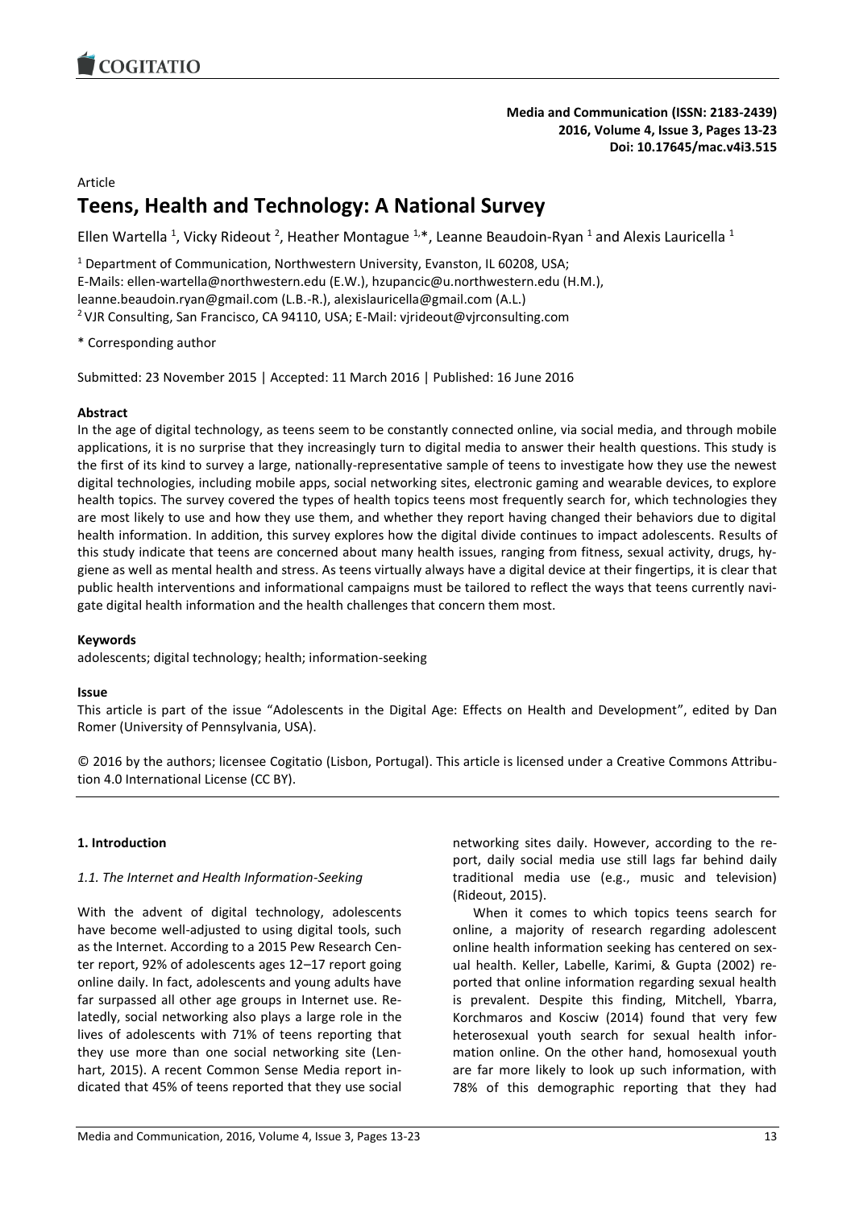Article

# Teens, Health and Technology: A National Survey

Ellen Wartella [1], Vicky Rideout [2], Heather Montague [1,]*, Leanne Beaudoin-Ryan [1] and Alexis Lauricella [1]

[1] Department of Communication, Northwestern University, Evanston, IL 60208, USA;
E-Mails: ellen-wartella@northwestern.edu (E.W.), hzupancic@u.northwestern.edu (H.M.),
leanne.beaudoin.ryan@gmail.com (L.B.-R.), alexislauricella@gmail.com (A.L.)
[2] VJR Consulting, San Francisco, CA 94110, USA; E-Mail: vjrideout@vjrconsulting.com

* Corresponding author

Submitted: 23 November 2015 | Accepted: 11 March 2016 | Published: 16 June 2016

**Abstract**

In the age of digital technology, as teens seem to be constantly connected online, via social media, and through mobile applications, it is no surprise that they increasingly turn to digital media to answer their health questions. This study is the first of its kind to survey a large, nationally-representative sample of teens to investigate how they use the newest digital technologies, including mobile apps, social networking sites, electronic gaming and wearable devices, to explore health topics. The survey covered the types of health topics teens most frequently search for, which technologies they are most likely to use and how they use them, and whether they report having changed their behaviors due to digital health information. In addition, this survey explores how the digital divide continues to impact adolescents. Results of this study indicate that teens are concerned about many health issues, ranging from fitness, sexual activity, drugs, hygiene as well as mental health and stress. As teens virtually always have a digital device at their fingertips, it is clear that public health interventions and informational campaigns must be tailored to reflect the ways that teens currently navigate digital health information and the health challenges that concern them most.

**Keywords**

adolescents; digital technology; health; information-seeking

**Issue**

This article is part of the issue "Adolescents in the Digital Age: Effects on Health and Development", edited by Dan Romer (University of Pennsylvania, USA).

© 2016 by the authors; licensee Cogitatio (Lisbon, Portugal). This article is licensed under a Creative Commons Attribution 4.0 International License (CC BY).

## 1. Introduction

### *1.1. The Internet and Health Information-Seeking*

With the advent of digital technology, adolescents have become well-adjusted to using digital tools, such as the Internet. According to a 2015 Pew Research Center report, 92% of adolescents ages 12–17 report going online daily. In fact, adolescents and young adults have far surpassed all other age groups in Internet use. Relatedly, social networking also plays a large role in the lives of adolescents with 71% of teens reporting that they use more than one social networking site (Lenhart, 2015). A recent Common Sense Media report indicated that 45% of teens reported that they use social networking sites daily. However, according to the report, daily social media use still lags far behind daily traditional media use (e.g., music and television) (Rideout, 2015).

When it comes to which topics teens search for online, a majority of research regarding adolescent online health information seeking has centered on sexual health. Keller, Labelle, Karimi, & Gupta (2002) reported that online information regarding sexual health is prevalent. Despite this finding, Mitchell, Ybarra, Korchmaros and Kosciw (2014) found that very few heterosexual youth search for sexual health information online. On the other hand, homosexual youth are far more likely to look up such information, with 78% of this demographic reporting that they had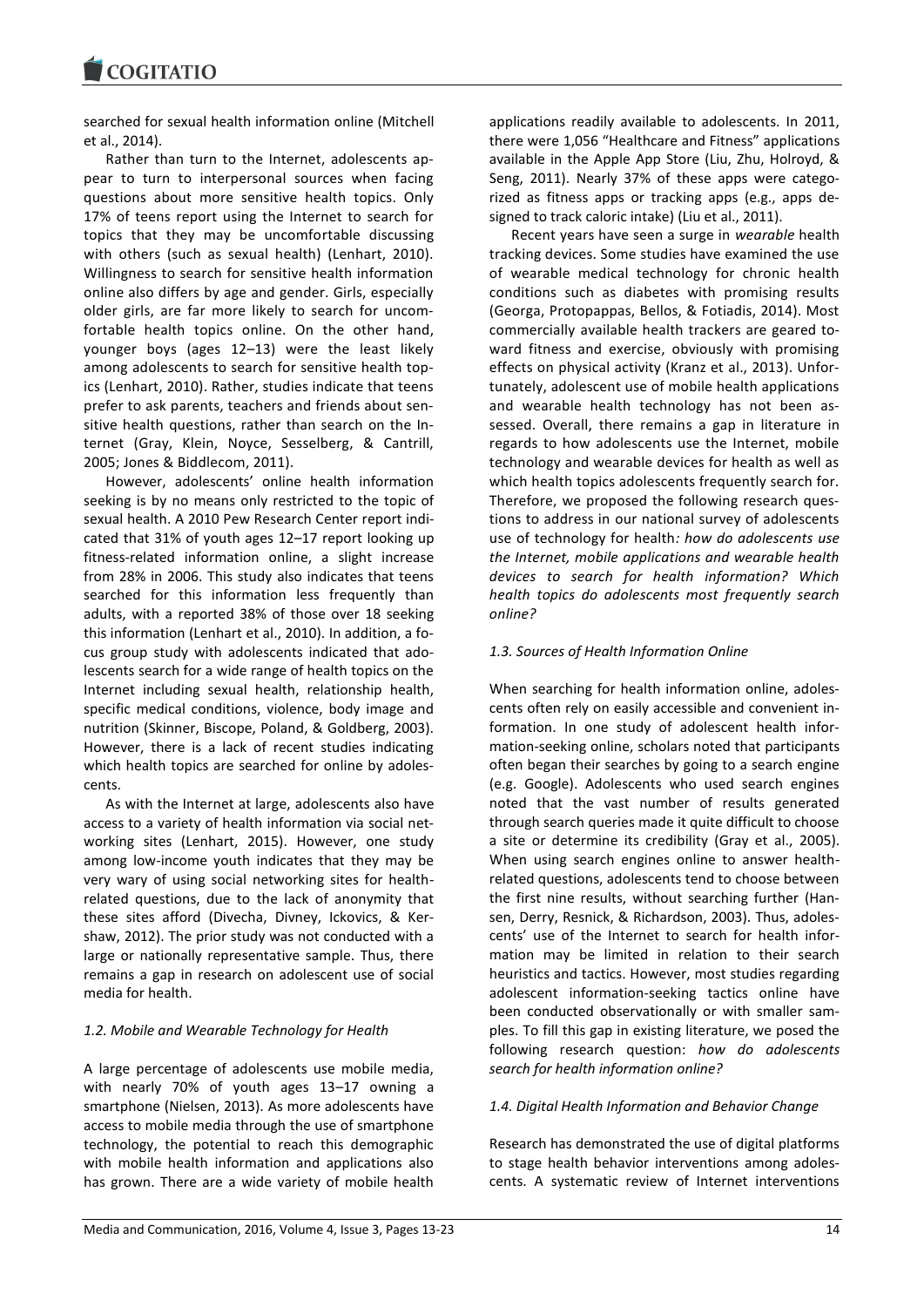searched for sexual health information online (Mitchell et al., 2014).

Rather than turn to the Internet, adolescents appear to turn to interpersonal sources when facing questions about more sensitive health topics. Only 17% of teens report using the Internet to search for topics that they may be uncomfortable discussing with others (such as sexual health) (Lenhart, 2010). Willingness to search for sensitive health information online also differs by age and gender. Girls, especially older girls, are far more likely to search for uncomfortable health topics online. On the other hand, younger boys (ages 12–13) were the least likely among adolescents to search for sensitive health topics (Lenhart, 2010). Rather, studies indicate that teens prefer to ask parents, teachers and friends about sensitive health questions, rather than search on the Internet (Gray, Klein, Noyce, Sesselberg, & Cantrill, 2005; Jones & Biddlecom, 2011).

However, adolescents' online health information seeking is by no means only restricted to the topic of sexual health. A 2010 Pew Research Center report indicated that 31% of youth ages 12–17 report looking up fitness-related information online, a slight increase from 28% in 2006. This study also indicates that teens searched for this information less frequently than adults, with a reported 38% of those over 18 seeking this information (Lenhart et al., 2010). In addition, a focus group study with adolescents indicated that adolescents search for a wide range of health topics on the Internet including sexual health, relationship health, specific medical conditions, violence, body image and nutrition (Skinner, Biscope, Poland, & Goldberg, 2003). However, there is a lack of recent studies indicating which health topics are searched for online by adolescents.

As with the Internet at large, adolescents also have access to a variety of health information via social networking sites (Lenhart, 2015). However, one study among low-income youth indicates that they may be very wary of using social networking sites for health-related questions, due to the lack of anonymity that these sites afford (Divecha, Divney, Ickovics, & Kershaw, 2012). The prior study was not conducted with a large or nationally representative sample. Thus, there remains a gap in research on adolescent use of social media for health.

### *1.2. Mobile and Wearable Technology for Health*

A large percentage of adolescents use mobile media, with nearly 70% of youth ages 13–17 owning a smartphone (Nielsen, 2013). As more adolescents have access to mobile media through the use of smartphone technology, the potential to reach this demographic with mobile health information and applications also has grown. There are a wide variety of mobile health applications readily available to adolescents. In 2011, there were 1,056 "Healthcare and Fitness" applications available in the Apple App Store (Liu, Zhu, Holroyd, & Seng, 2011). Nearly 37% of these apps were categorized as fitness apps or tracking apps (e.g., apps designed to track caloric intake) (Liu et al., 2011).

Recent years have seen a surge in *wearable* health tracking devices. Some studies have examined the use of wearable medical technology for chronic health conditions such as diabetes with promising results (Georga, Protopappas, Bellos, & Fotiadis, 2014). Most commercially available health trackers are geared toward fitness and exercise, obviously with promising effects on physical activity (Kranz et al., 2013). Unfortunately, adolescent use of mobile health applications and wearable health technology has not been assessed. Overall, there remains a gap in literature in regards to how adolescents use the Internet, mobile technology and wearable devices for health as well as which health topics adolescents frequently search for. Therefore, we proposed the following research questions to address in our national survey of adolescents use of technology for health*: how do adolescents use the Internet, mobile applications and wearable health devices to search for health information? Which health topics do adolescents most frequently search online?*

### *1.3. Sources of Health Information Online*

When searching for health information online, adolescents often rely on easily accessible and convenient information. In one study of adolescent health information-seeking online, scholars noted that participants often began their searches by going to a search engine (e.g. Google). Adolescents who used search engines noted that the vast number of results generated through search queries made it quite difficult to choose a site or determine its credibility (Gray et al., 2005). When using search engines online to answer health-related questions, adolescents tend to choose between the first nine results, without searching further (Hansen, Derry, Resnick, & Richardson, 2003). Thus, adolescents' use of the Internet to search for health information may be limited in relation to their search heuristics and tactics. However, most studies regarding adolescent information-seeking tactics online have been conducted observationally or with smaller samples. To fill this gap in existing literature, we posed the following research question: *how do adolescents search for health information online?*

### *1.4. Digital Health Information and Behavior Change*

Research has demonstrated the use of digital platforms to stage health behavior interventions among adolescents. A systematic review of Internet interventions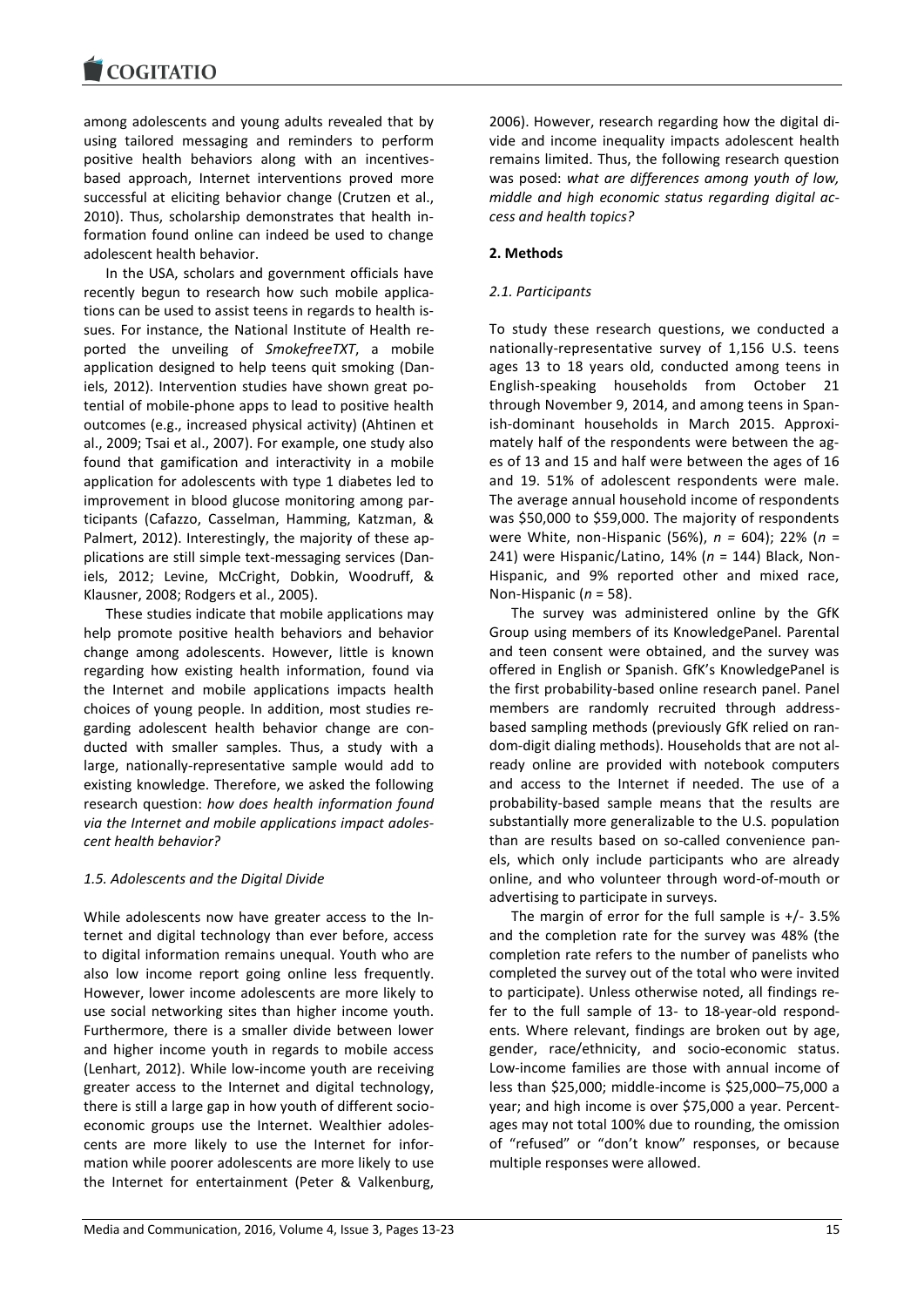among adolescents and young adults revealed that by using tailored messaging and reminders to perform positive health behaviors along with an incentives-based approach, Internet interventions proved more successful at eliciting behavior change (Crutzen et al., 2010). Thus, scholarship demonstrates that health information found online can indeed be used to change adolescent health behavior.

In the USA, scholars and government officials have recently begun to research how such mobile applications can be used to assist teens in regards to health issues. For instance, the National Institute of Health reported the unveiling of *SmokefreeTXT*, a mobile application designed to help teens quit smoking (Daniels, 2012). Intervention studies have shown great potential of mobile-phone apps to lead to positive health outcomes (e.g., increased physical activity) (Ahtinen et al., 2009; Tsai et al., 2007). For example, one study also found that gamification and interactivity in a mobile application for adolescents with type 1 diabetes led to improvement in blood glucose monitoring among participants (Cafazzo, Casselman, Hamming, Katzman, & Palmert, 2012). Interestingly, the majority of these applications are still simple text-messaging services (Daniels, 2012; Levine, McCright, Dobkin, Woodruff, & Klausner, 2008; Rodgers et al., 2005).

These studies indicate that mobile applications may help promote positive health behaviors and behavior change among adolescents. However, little is known regarding how existing health information, found via the Internet and mobile applications impacts health choices of young people. In addition, most studies regarding adolescent health behavior change are conducted with smaller samples. Thus, a study with a large, nationally-representative sample would add to existing knowledge. Therefore, we asked the following research question: *how does health information found via the Internet and mobile applications impact adolescent health behavior?*

### *1.5. Adolescents and the Digital Divide*

While adolescents now have greater access to the Internet and digital technology than ever before, access to digital information remains unequal. Youth who are also low income report going online less frequently. However, lower income adolescents are more likely to use social networking sites than higher income youth. Furthermore, there is a smaller divide between lower and higher income youth in regards to mobile access (Lenhart, 2012). While low-income youth are receiving greater access to the Internet and digital technology, there is still a large gap in how youth of different socio-economic groups use the Internet. Wealthier adolescents are more likely to use the Internet for information while poorer adolescents are more likely to use the Internet for entertainment (Peter & Valkenburg, 2006). However, research regarding how the digital divide and income inequality impacts adolescent health remains limited. Thus, the following research question was posed: *what are differences among youth of low, middle and high economic status regarding digital access and health topics?*

## **2. Methods**

### *2.1. Participants*

To study these research questions, we conducted a nationally-representative survey of 1,156 U.S. teens ages 13 to 18 years old, conducted among teens in English-speaking households from October 21 through November 9, 2014, and among teens in Spanish-dominant households in March 2015. Approximately half of the respondents were between the ages of 13 and 15 and half were between the ages of 16 and 19. 51% of adolescent respondents were male. The average annual household income of respondents was $50,000 to $59,000. The majority of respondents were White, non-Hispanic (56%), *n* = 604); 22% (*n* = 241) were Hispanic/Latino, 14% (*n* = 144) Black, Non-Hispanic, and 9% reported other and mixed race, Non-Hispanic (*n* = 58).

The survey was administered online by the GfK Group using members of its KnowledgePanel. Parental and teen consent were obtained, and the survey was offered in English or Spanish. GfK's KnowledgePanel is the first probability-based online research panel. Panel members are randomly recruited through address-based sampling methods (previously GfK relied on random-digit dialing methods). Households that are not already online are provided with notebook computers and access to the Internet if needed. The use of a probability-based sample means that the results are substantially more generalizable to the U.S. population than are results based on so-called convenience panels, which only include participants who are already online, and who volunteer through word-of-mouth or advertising to participate in surveys.

The margin of error for the full sample is +/- 3.5% and the completion rate for the survey was 48% (the completion rate refers to the number of panelists who completed the survey out of the total who were invited to participate). Unless otherwise noted, all findings refer to the full sample of 13- to 18-year-old respondents. Where relevant, findings are broken out by age, gender, race/ethnicity, and socio-economic status. Low-income families are those with annual income of less than $25,000; middle-income is $25,000–75,000 a year; and high income is over $75,000 a year. Percentages may not total 100% due to rounding, the omission of "refused" or "don't know" responses, or because multiple responses were allowed.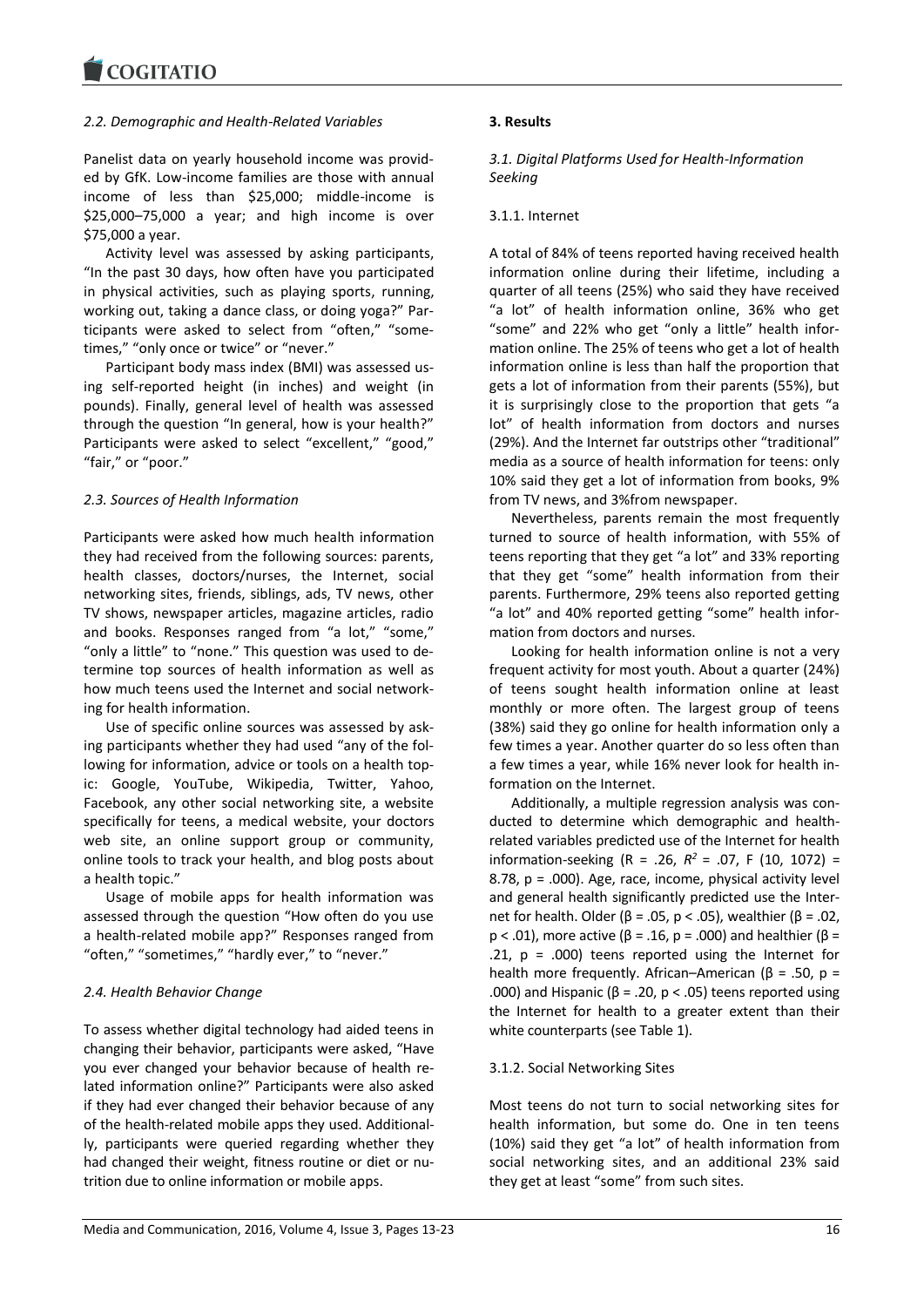### *2.2. Demographic and Health-Related Variables*

Panelist data on yearly household income was provided by GfK. Low-income families are those with annual income of less than \$25,000; middle-income is \$25,000–75,000 a year; and high income is over \$75,000 a year.

Activity level was assessed by asking participants, "In the past 30 days, how often have you participated in physical activities, such as playing sports, running, working out, taking a dance class, or doing yoga?" Participants were asked to select from "often," "sometimes," "only once or twice" or "never."

Participant body mass index (BMI) was assessed using self-reported height (in inches) and weight (in pounds). Finally, general level of health was assessed through the question "In general, how is your health?" Participants were asked to select "excellent," "good," "fair," or "poor."

### *2.3. Sources of Health Information*

Participants were asked how much health information they had received from the following sources: parents, health classes, doctors/nurses, the Internet, social networking sites, friends, siblings, ads, TV news, other TV shows, newspaper articles, magazine articles, radio and books. Responses ranged from "a lot," "some," "only a little" to "none." This question was used to determine top sources of health information as well as how much teens used the Internet and social networking for health information.

Use of specific online sources was assessed by asking participants whether they had used "any of the following for information, advice or tools on a health topic: Google, YouTube, Wikipedia, Twitter, Yahoo, Facebook, any other social networking site, a website specifically for teens, a medical website, your doctors web site, an online support group or community, online tools to track your health, and blog posts about a health topic."

Usage of mobile apps for health information was assessed through the question "How often do you use a health-related mobile app?" Responses ranged from "often," "sometimes," "hardly ever," to "never."

### *2.4. Health Behavior Change*

To assess whether digital technology had aided teens in changing their behavior, participants were asked, "Have you ever changed your behavior because of health related information online?" Participants were also asked if they had ever changed their behavior because of any of the health-related mobile apps they used. Additionally, participants were queried regarding whether they had changed their weight, fitness routine or diet or nutrition due to online information or mobile apps.

## **3. Results**

### *3.1. Digital Platforms Used for Health-Information Seeking*

#### 3.1.1. Internet

A total of 84% of teens reported having received health information online during their lifetime, including a quarter of all teens (25%) who said they have received "a lot" of health information online, 36% who get "some" and 22% who get "only a little" health information online. The 25% of teens who get a lot of health information online is less than half the proportion that gets a lot of information from their parents (55%), but it is surprisingly close to the proportion that gets "a lot" of health information from doctors and nurses (29%). And the Internet far outstrips other "traditional" media as a source of health information for teens: only 10% said they get a lot of information from books, 9% from TV news, and 3%from newspaper.

Nevertheless, parents remain the most frequently turned to source of health information, with 55% of teens reporting that they get "a lot" and 33% reporting that they get "some" health information from their parents. Furthermore, 29% teens also reported getting "a lot" and 40% reported getting "some" health information from doctors and nurses.

Looking for health information online is not a very frequent activity for most youth. About a quarter (24%) of teens sought health information online at least monthly or more often. The largest group of teens (38%) said they go online for health information only a few times a year. Another quarter do so less often than a few times a year, while 16% never look for health information on the Internet.

Additionally, a multiple regression analysis was conducted to determine which demographic and health-related variables predicted use of the Internet for health information-seeking ($R = .26$, $R^2 = .07$, $F(10, 1072) = 8.78$, $p = .000$). Age, race, income, physical activity level and general health significantly predicted use the Internet for health. Older ($\beta = .05$, $p < .05$), wealthier ($\beta = .02$, $p < .01$), more active ($\beta = .16$, $p = .000$) and healthier ($\beta = .21$, $p = .000$) teens reported using the Internet for health more frequently. African–American ($\beta = .50$, $p = .000$) and Hispanic ($\beta = .20$, $p < .05$) teens reported using the Internet for health to a greater extent than their white counterparts (see Table 1).

#### 3.1.2. Social Networking Sites

Most teens do not turn to social networking sites for health information, but some do. One in ten teens (10%) said they get "a lot" of health information from social networking sites, and an additional 23% said they get at least "some" from such sites.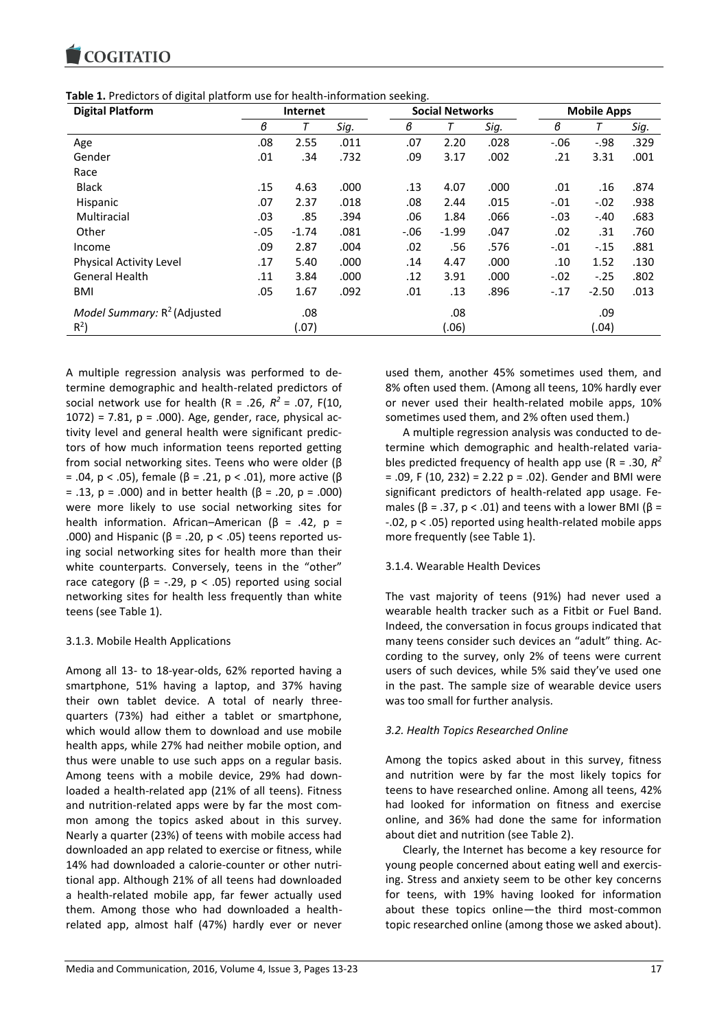**Table 1.** Predictors of digital platform use for health-information seeking.

| Digital Platform | Internet | | | Social Networks | | | Mobile Apps | | |
|---|---|---|---|---|---|---|---|---|---|
| | *β* | *T* | *Sig.* | *β* | *T* | *Sig.* | *β* | *T* | *Sig.* |
| Age | .08 | 2.55 | .011 | .07 | 2.20 | .028 | -.06 | -.98 | .329 |
| Gender | .01 | .34 | .732 | .09 | 3.17 | .002 | .21 | 3.31 | .001 |
| Race | | | | | | | | | |
| Black | .15 | 4.63 | .000 | .13 | 4.07 | .000 | .01 | .16 | .874 |
| Hispanic | .07 | 2.37 | .018 | .08 | 2.44 | .015 | -.01 | -.02 | .938 |
| Multiracial | .03 | .85 | .394 | .06 | 1.84 | .066 | -.03 | -.40 | .683 |
| Other | -.05 | -1.74 | .081 | -.06 | -1.99 | .047 | .02 | .31 | .760 |
| Income | .09 | 2.87 | .004 | .02 | .56 | .576 | -.01 | -.15 | .881 |
| Physical Activity Level | .17 | 5.40 | .000 | .14 | 4.47 | .000 | .10 | 1.52 | .130 |
| General Health | .11 | 3.84 | .000 | .12 | 3.91 | .000 | -.02 | -.25 | .802 |
| BMI | .05 | 1.67 | .092 | .01 | .13 | .896 | -.17 | -2.50 | .013 |
| *Model Summary:* $R^2$ (Adjusted $R^2$) | | .08 (.07) | | | .08 (.06) | | | .09 (.04) | |

A multiple regression analysis was performed to determine demographic and health-related predictors of social network use for health (R = .26, $R^2$ = .07, F(10, 1072) = 7.81, p = .000). Age, gender, race, physical activity level and general health were significant predictors of how much information teens reported getting from social networking sites. Teens who were older (β = .04, p < .05), female (β = .21, p < .01), more active (β = .13, p = .000) and in better health (β = .20, p = .000) were more likely to use social networking sites for health information. African–American (β = .42, p = .000) and Hispanic (β = .20, p < .05) teens reported using social networking sites for health more than their white counterparts. Conversely, teens in the "other" race category (β = -.29, p < .05) reported using social networking sites for health less frequently than white teens (see Table 1).

### 3.1.3. Mobile Health Applications

Among all 13- to 18-year-olds, 62% reported having a smartphone, 51% having a laptop, and 37% having their own tablet device. A total of nearly three-quarters (73%) had either a tablet or smartphone, which would allow them to download and use mobile health apps, while 27% had neither mobile option, and thus were unable to use such apps on a regular basis. Among teens with a mobile device, 29% had downloaded a health-related app (21% of all teens). Fitness and nutrition-related apps were by far the most common among the topics asked about in this survey. Nearly a quarter (23%) of teens with mobile access had downloaded an app related to exercise or fitness, while 14% had downloaded a calorie-counter or other nutritional app. Although 21% of all teens had downloaded a health-related mobile app, far fewer actually used them. Among those who had downloaded a health-related app, almost half (47%) hardly ever or never used them, another 45% sometimes used them, and 8% often used them. (Among all teens, 10% hardly ever or never used their health-related mobile apps, 10% sometimes used them, and 2% often used them.)

A multiple regression analysis was conducted to determine which demographic and health-related variables predicted frequency of health app use (R = .30, $R^2$ = .09, F (10, 232) = 2.22 p = .02). Gender and BMI were significant predictors of health-related app usage. Females (β = .37, p < .01) and teens with a lower BMI (β = -.02, p < .05) reported using health-related mobile apps more frequently (see Table 1).

### 3.1.4. Wearable Health Devices

The vast majority of teens (91%) had never used a wearable health tracker such as a Fitbit or Fuel Band. Indeed, the conversation in focus groups indicated that many teens consider such devices an "adult" thing. According to the survey, only 2% of teens were current users of such devices, while 5% said they've used one in the past. The sample size of wearable device users was too small for further analysis.

### *3.2. Health Topics Researched Online*

Among the topics asked about in this survey, fitness and nutrition were by far the most likely topics for teens to have researched online. Among all teens, 42% had looked for information on fitness and exercise online, and 36% had done the same for information about diet and nutrition (see Table 2).

Clearly, the Internet has become a key resource for young people concerned about eating well and exercising. Stress and anxiety seem to be other key concerns for teens, with 19% having looked for information about these topics online—the third most-common topic researched online (among those we asked about).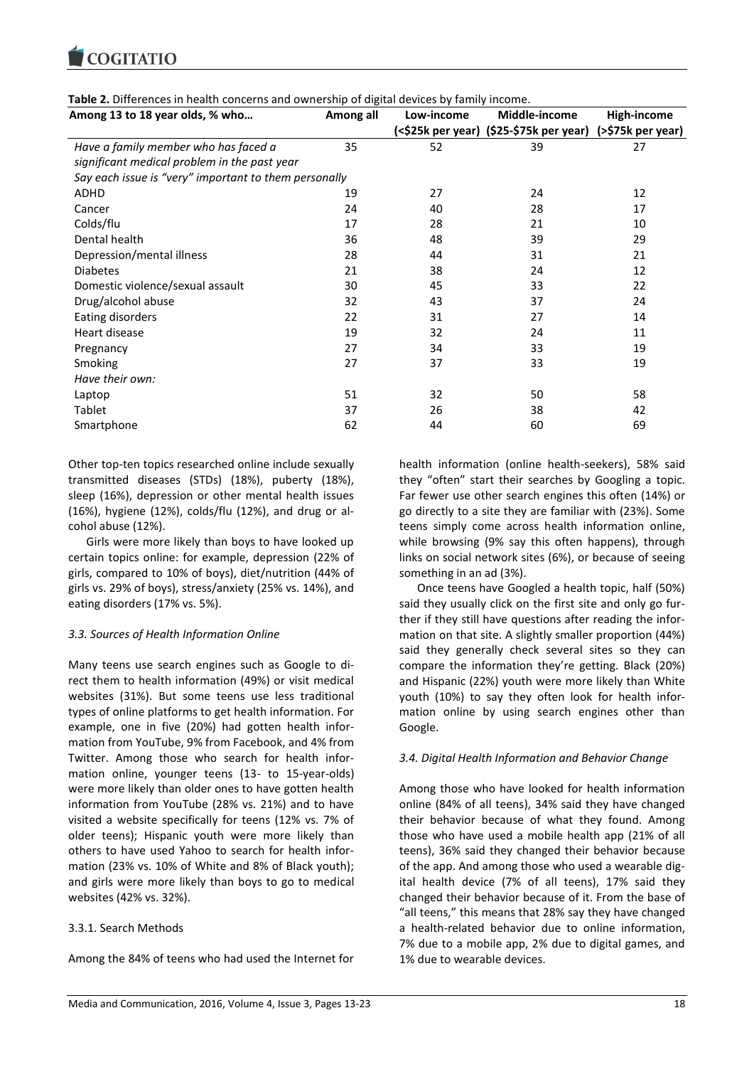**Table 2.** Differences in health concerns and ownership of digital devices by family income.

| Among 13 to 18 year olds, % who… | Among all | Low-income (<$25k per year) | Middle-income ($25-$75k per year) | High-income (>$75k per year) |
|---|---|---|---|---|
| *Have a family member who has faced a significant medical problem in the past year* | 35 | 52 | 39 | 27 |
| *Say each issue is "very" important to them personally* | | | | |
| ADHD | 19 | 27 | 24 | 12 |
| Cancer | 24 | 40 | 28 | 17 |
| Colds/flu | 17 | 28 | 21 | 10 |
| Dental health | 36 | 48 | 39 | 29 |
| Depression/mental illness | 28 | 44 | 31 | 21 |
| Diabetes | 21 | 38 | 24 | 12 |
| Domestic violence/sexual assault | 30 | 45 | 33 | 22 |
| Drug/alcohol abuse | 32 | 43 | 37 | 24 |
| Eating disorders | 22 | 31 | 27 | 14 |
| Heart disease | 19 | 32 | 24 | 11 |
| Pregnancy | 27 | 34 | 33 | 19 |
| Smoking | 27 | 37 | 33 | 19 |
| *Have their own:* | | | | |
| Laptop | 51 | 32 | 50 | 58 |
| Tablet | 37 | 26 | 38 | 42 |
| Smartphone | 62 | 44 | 60 | 69 |

Other top-ten topics researched online include sexually transmitted diseases (STDs) (18%), puberty (18%), sleep (16%), depression or other mental health issues (16%), hygiene (12%), colds/flu (12%), and drug or alcohol abuse (12%).

Girls were more likely than boys to have looked up certain topics online: for example, depression (22% of girls, compared to 10% of boys), diet/nutrition (44% of girls vs. 29% of boys), stress/anxiety (25% vs. 14%), and eating disorders (17% vs. 5%).

### *3.3. Sources of Health Information Online*

Many teens use search engines such as Google to direct them to health information (49%) or visit medical websites (31%). But some teens use less traditional types of online platforms to get health information. For example, one in five (20%) had gotten health information from YouTube, 9% from Facebook, and 4% from Twitter. Among those who search for health information online, younger teens (13- to 15-year-olds) were more likely than older ones to have gotten health information from YouTube (28% vs. 21%) and to have visited a website specifically for teens (12% vs. 7% of older teens); Hispanic youth were more likely than others to have used Yahoo to search for health information (23% vs. 10% of White and 8% of Black youth); and girls were more likely than boys to go to medical websites (42% vs. 32%).

#### 3.3.1. Search Methods

Among the 84% of teens who had used the Internet for health information (online health-seekers), 58% said they "often" start their searches by Googling a topic. Far fewer use other search engines this often (14%) or go directly to a site they are familiar with (23%). Some teens simply come across health information online, while browsing (9% say this often happens), through links on social network sites (6%), or because of seeing something in an ad (3%).

Once teens have Googled a health topic, half (50%) said they usually click on the first site and only go further if they still have questions after reading the information on that site. A slightly smaller proportion (44%) said they generally check several sites so they can compare the information they're getting. Black (20%) and Hispanic (22%) youth were more likely than White youth (10%) to say they often look for health information online by using search engines other than Google.

### *3.4. Digital Health Information and Behavior Change*

Among those who have looked for health information online (84% of all teens), 34% said they have changed their behavior because of what they found. Among those who have used a mobile health app (21% of all teens), 36% said they changed their behavior because of the app. And among those who used a wearable digital health device (7% of all teens), 17% said they changed their behavior because of it. From the base of "all teens," this means that 28% say they have changed a health-related behavior due to online information, 7% due to a mobile app, 2% due to digital games, and 1% due to wearable devices.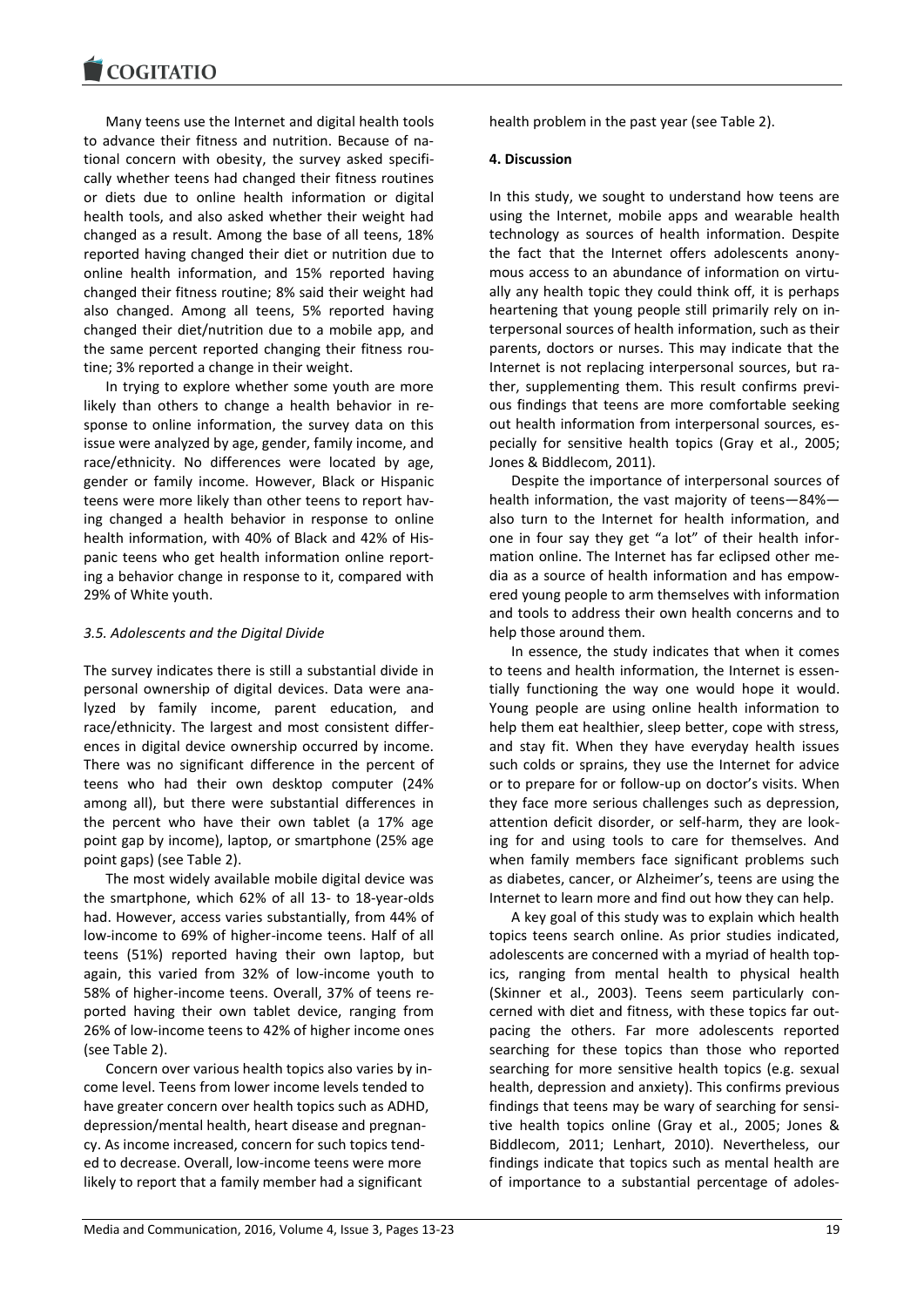Many teens use the Internet and digital health tools to advance their fitness and nutrition. Because of national concern with obesity, the survey asked specifically whether teens had changed their fitness routines or diets due to online health information or digital health tools, and also asked whether their weight had changed as a result. Among the base of all teens, 18% reported having changed their diet or nutrition due to online health information, and 15% reported having changed their fitness routine; 8% said their weight had also changed. Among all teens, 5% reported having changed their diet/nutrition due to a mobile app, and the same percent reported changing their fitness routine; 3% reported a change in their weight.

In trying to explore whether some youth are more likely than others to change a health behavior in response to online information, the survey data on this issue were analyzed by age, gender, family income, and race/ethnicity. No differences were located by age, gender or family income. However, Black or Hispanic teens were more likely than other teens to report having changed a health behavior in response to online health information, with 40% of Black and 42% of Hispanic teens who get health information online reporting a behavior change in response to it, compared with 29% of White youth.

### *3.5. Adolescents and the Digital Divide*

The survey indicates there is still a substantial divide in personal ownership of digital devices. Data were analyzed by family income, parent education, and race/ethnicity. The largest and most consistent differences in digital device ownership occurred by income. There was no significant difference in the percent of teens who had their own desktop computer (24% among all), but there were substantial differences in the percent who have their own tablet (a 17% age point gap by income), laptop, or smartphone (25% age point gaps) (see Table 2).

The most widely available mobile digital device was the smartphone, which 62% of all 13- to 18-year-olds had. However, access varies substantially, from 44% of low-income to 69% of higher-income teens. Half of all teens (51%) reported having their own laptop, but again, this varied from 32% of low-income youth to 58% of higher-income teens. Overall, 37% of teens reported having their own tablet device, ranging from 26% of low-income teens to 42% of higher income ones (see Table 2).

Concern over various health topics also varies by income level. Teens from lower income levels tended to have greater concern over health topics such as ADHD, depression/mental health, heart disease and pregnancy. As income increased, concern for such topics tended to decrease. Overall, low-income teens were more likely to report that a family member had a significant health problem in the past year (see Table 2).

## 4. Discussion

In this study, we sought to understand how teens are using the Internet, mobile apps and wearable health technology as sources of health information. Despite the fact that the Internet offers adolescents anonymous access to an abundance of information on virtually any health topic they could think off, it is perhaps heartening that young people still primarily rely on interpersonal sources of health information, such as their parents, doctors or nurses. This may indicate that the Internet is not replacing interpersonal sources, but rather, supplementing them. This result confirms previous findings that teens are more comfortable seeking out health information from interpersonal sources, especially for sensitive health topics (Gray et al., 2005; Jones & Biddlecom, 2011).

Despite the importance of interpersonal sources of health information, the vast majority of teens—84%—also turn to the Internet for health information, and one in four say they get "a lot" of their health information online. The Internet has far eclipsed other media as a source of health information and has empowered young people to arm themselves with information and tools to address their own health concerns and to help those around them.

In essence, the study indicates that when it comes to teens and health information, the Internet is essentially functioning the way one would hope it would. Young people are using online health information to help them eat healthier, sleep better, cope with stress, and stay fit. When they have everyday health issues such colds or sprains, they use the Internet for advice or to prepare for or follow-up on doctor's visits. When they face more serious challenges such as depression, attention deficit disorder, or self-harm, they are looking for and using tools to care for themselves. And when family members face significant problems such as diabetes, cancer, or Alzheimer's, teens are using the Internet to learn more and find out how they can help.

A key goal of this study was to explain which health topics teens search online. As prior studies indicated, adolescents are concerned with a myriad of health topics, ranging from mental health to physical health (Skinner et al., 2003). Teens seem particularly concerned with diet and fitness, with these topics far outpacing the others. Far more adolescents reported searching for these topics than those who reported searching for more sensitive health topics (e.g. sexual health, depression and anxiety). This confirms previous findings that teens may be wary of searching for sensitive health topics online (Gray et al., 2005; Jones & Biddlecom, 2011; Lenhart, 2010). Nevertheless, our findings indicate that topics such as mental health are of importance to a substantial percentage of adoles-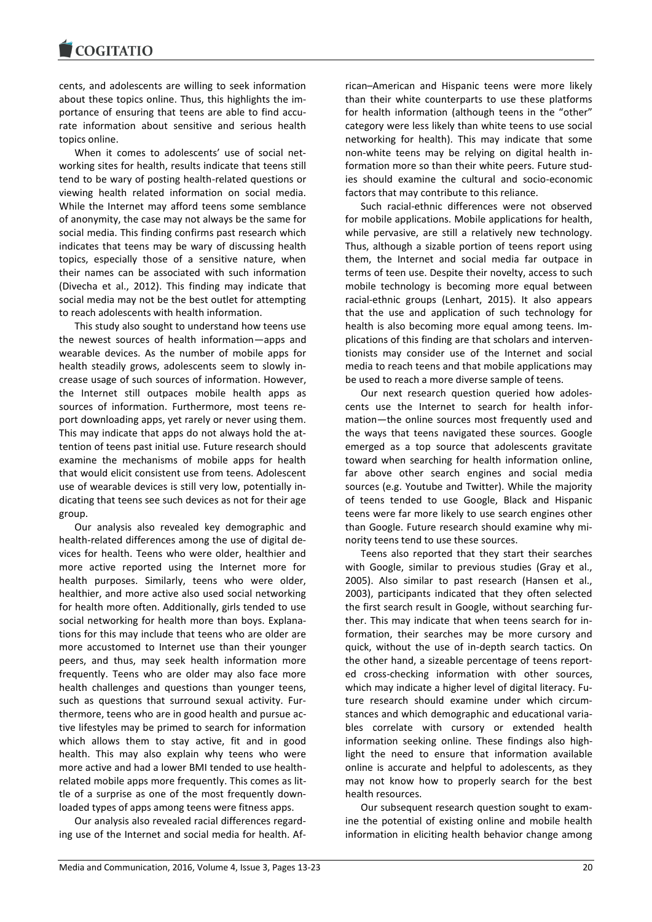cents, and adolescents are willing to seek information about these topics online. Thus, this highlights the importance of ensuring that teens are able to find accurate information about sensitive and serious health topics online.

When it comes to adolescents' use of social networking sites for health, results indicate that teens still tend to be wary of posting health-related questions or viewing health related information on social media. While the Internet may afford teens some semblance of anonymity, the case may not always be the same for social media. This finding confirms past research which indicates that teens may be wary of discussing health topics, especially those of a sensitive nature, when their names can be associated with such information (Divecha et al., 2012). This finding may indicate that social media may not be the best outlet for attempting to reach adolescents with health information.

This study also sought to understand how teens use the newest sources of health information—apps and wearable devices. As the number of mobile apps for health steadily grows, adolescents seem to slowly increase usage of such sources of information. However, the Internet still outpaces mobile health apps as sources of information. Furthermore, most teens report downloading apps, yet rarely or never using them. This may indicate that apps do not always hold the attention of teens past initial use. Future research should examine the mechanisms of mobile apps for health that would elicit consistent use from teens. Adolescent use of wearable devices is still very low, potentially indicating that teens see such devices as not for their age group.

Our analysis also revealed key demographic and health-related differences among the use of digital devices for health. Teens who were older, healthier and more active reported using the Internet more for health purposes. Similarly, teens who were older, healthier, and more active also used social networking for health more often. Additionally, girls tended to use social networking for health more than boys. Explanations for this may include that teens who are older are more accustomed to Internet use than their younger peers, and thus, may seek health information more frequently. Teens who are older may also face more health challenges and questions than younger teens, such as questions that surround sexual activity. Furthermore, teens who are in good health and pursue active lifestyles may be primed to search for information which allows them to stay active, fit and in good health. This may also explain why teens who were more active and had a lower BMI tended to use health-related mobile apps more frequently. This comes as little of a surprise as one of the most frequently downloaded types of apps among teens were fitness apps.

Our analysis also revealed racial differences regarding use of the Internet and social media for health. African–American and Hispanic teens were more likely than their white counterparts to use these platforms for health information (although teens in the "other" category were less likely than white teens to use social networking for health). This may indicate that some non-white teens may be relying on digital health information more so than their white peers. Future studies should examine the cultural and socio-economic factors that may contribute to this reliance.

Such racial-ethnic differences were not observed for mobile applications. Mobile applications for health, while pervasive, are still a relatively new technology. Thus, although a sizable portion of teens report using them, the Internet and social media far outpace in terms of teen use. Despite their novelty, access to such mobile technology is becoming more equal between racial-ethnic groups (Lenhart, 2015). It also appears that the use and application of such technology for health is also becoming more equal among teens. Implications of this finding are that scholars and interventionists may consider use of the Internet and social media to reach teens and that mobile applications may be used to reach a more diverse sample of teens.

Our next research question queried how adolescents use the Internet to search for health information—the online sources most frequently used and the ways that teens navigated these sources. Google emerged as a top source that adolescents gravitate toward when searching for health information online, far above other search engines and social media sources (e.g. Youtube and Twitter). While the majority of teens tended to use Google, Black and Hispanic teens were far more likely to use search engines other than Google. Future research should examine why minority teens tend to use these sources.

Teens also reported that they start their searches with Google, similar to previous studies (Gray et al., 2005). Also similar to past research (Hansen et al., 2003), participants indicated that they often selected the first search result in Google, without searching further. This may indicate that when teens search for information, their searches may be more cursory and quick, without the use of in-depth search tactics. On the other hand, a sizeable percentage of teens reported cross-checking information with other sources, which may indicate a higher level of digital literacy. Future research should examine under which circumstances and which demographic and educational variables correlate with cursory or extended health information seeking online. These findings also highlight the need to ensure that information available online is accurate and helpful to adolescents, as they may not know how to properly search for the best health resources.

Our subsequent research question sought to examine the potential of existing online and mobile health information in eliciting health behavior change among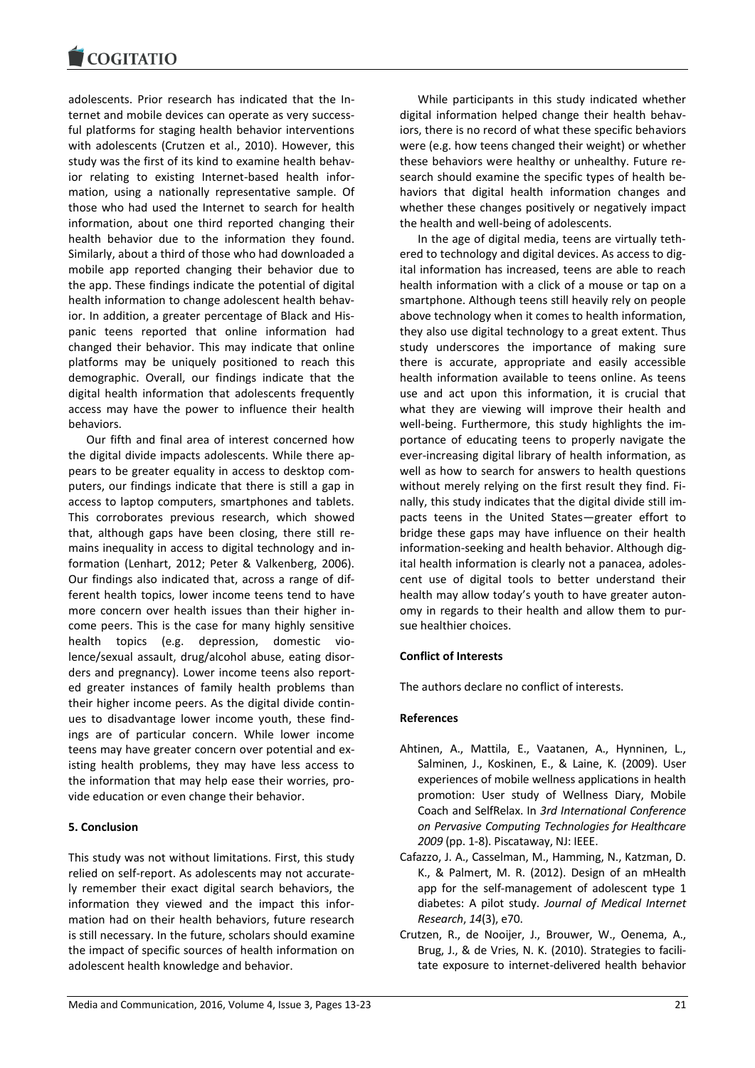adolescents. Prior research has indicated that the Internet and mobile devices can operate as very successful platforms for staging health behavior interventions with adolescents (Crutzen et al., 2010). However, this study was the first of its kind to examine health behavior relating to existing Internet-based health information, using a nationally representative sample. Of those who had used the Internet to search for health information, about one third reported changing their health behavior due to the information they found. Similarly, about a third of those who had downloaded a mobile app reported changing their behavior due to the app. These findings indicate the potential of digital health information to change adolescent health behavior. In addition, a greater percentage of Black and Hispanic teens reported that online information had changed their behavior. This may indicate that online platforms may be uniquely positioned to reach this demographic. Overall, our findings indicate that the digital health information that adolescents frequently access may have the power to influence their health behaviors.

Our fifth and final area of interest concerned how the digital divide impacts adolescents. While there appears to be greater equality in access to desktop computers, our findings indicate that there is still a gap in access to laptop computers, smartphones and tablets. This corroborates previous research, which showed that, although gaps have been closing, there still remains inequality in access to digital technology and information (Lenhart, 2012; Peter & Valkenberg, 2006). Our findings also indicated that, across a range of different health topics, lower income teens tend to have more concern over health issues than their higher income peers. This is the case for many highly sensitive health topics (e.g. depression, domestic violence/sexual assault, drug/alcohol abuse, eating disorders and pregnancy). Lower income teens also reported greater instances of family health problems than their higher income peers. As the digital divide continues to disadvantage lower income youth, these findings are of particular concern. While lower income teens may have greater concern over potential and existing health problems, they may have less access to the information that may help ease their worries, provide education or even change their behavior.

## 5. Conclusion

This study was not without limitations. First, this study relied on self-report. As adolescents may not accurately remember their exact digital search behaviors, the information they viewed and the impact this information had on their health behaviors, future research is still necessary. In the future, scholars should examine the impact of specific sources of health information on adolescent health knowledge and behavior.

While participants in this study indicated whether digital information helped change their health behaviors, there is no record of what these specific behaviors were (e.g. how teens changed their weight) or whether these behaviors were healthy or unhealthy. Future research should examine the specific types of health behaviors that digital health information changes and whether these changes positively or negatively impact the health and well-being of adolescents.

In the age of digital media, teens are virtually tethered to technology and digital devices. As access to digital information has increased, teens are able to reach health information with a click of a mouse or tap on a smartphone. Although teens still heavily rely on people above technology when it comes to health information, they also use digital technology to a great extent. Thus study underscores the importance of making sure there is accurate, appropriate and easily accessible health information available to teens online. As teens use and act upon this information, it is crucial that what they are viewing will improve their health and well-being. Furthermore, this study highlights the importance of educating teens to properly navigate the ever-increasing digital library of health information, as well as how to search for answers to health questions without merely relying on the first result they find. Finally, this study indicates that the digital divide still impacts teens in the United States—greater effort to bridge these gaps may have influence on their health information-seeking and health behavior. Although digital health information is clearly not a panacea, adolescent use of digital tools to better understand their health may allow today's youth to have greater autonomy in regards to their health and allow them to pursue healthier choices.

### Conflict of Interests

The authors declare no conflict of interests.

### References

Ahtinen, A., Mattila, E., Vaatanen, A., Hynninen, L., Salminen, J., Koskinen, E., & Laine, K. (2009). User experiences of mobile wellness applications in health promotion: User study of Wellness Diary, Mobile Coach and SelfRelax. In *3rd International Conference on Pervasive Computing Technologies for Healthcare 2009* (pp. 1-8). Piscataway, NJ: IEEE.

Cafazzo, J. A., Casselman, M., Hamming, N., Katzman, D. K., & Palmert, M. R. (2012). Design of an mHealth app for the self-management of adolescent type 1 diabetes: A pilot study. *Journal of Medical Internet Research*, *14*(3), e70.

Crutzen, R., de Nooijer, J., Brouwer, W., Oenema, A., Brug, J., & de Vries, N. K. (2010). Strategies to facilitate exposure to internet-delivered health behavior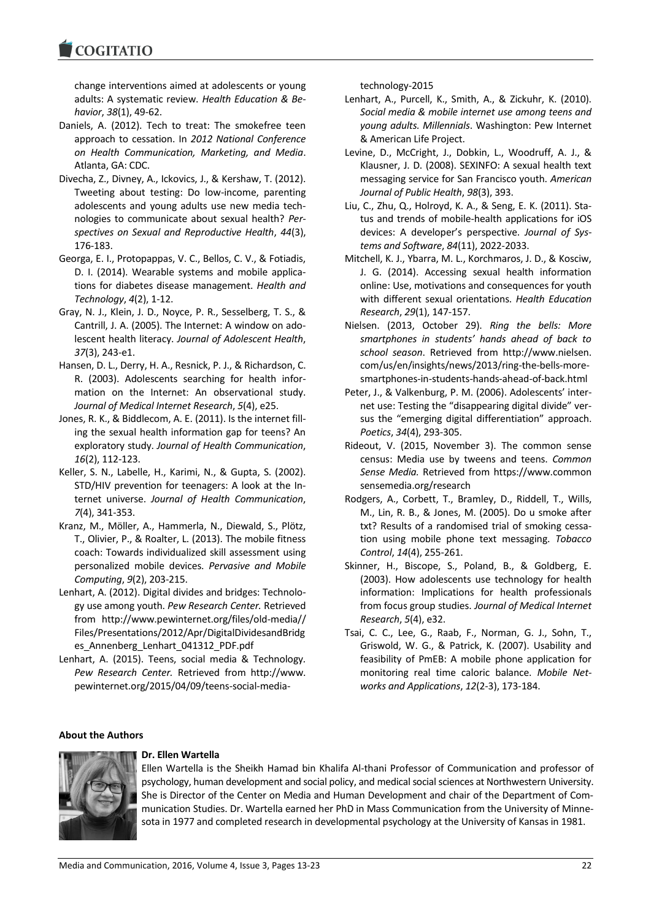change interventions aimed at adolescents or young adults: A systematic review. *Health Education & Behavior*, *38*(1), 49-62.

Daniels, A. (2012). Tech to treat: The smokefree teen approach to cessation. In *2012 National Conference on Health Communication, Marketing, and Media*. Atlanta, GA: CDC.

Divecha, Z., Divney, A., Ickovics, J., & Kershaw, T. (2012). Tweeting about testing: Do low-income, parenting adolescents and young adults use new media technologies to communicate about sexual health? *Perspectives on Sexual and Reproductive Health*, *44*(3), 176-183.

Georga, E. I., Protopappas, V. C., Bellos, C. V., & Fotiadis, D. I. (2014). Wearable systems and mobile applications for diabetes disease management. *Health and Technology*, *4*(2), 1-12.

Gray, N. J., Klein, J. D., Noyce, P. R., Sesselberg, T. S., & Cantrill, J. A. (2005). The Internet: A window on adolescent health literacy. *Journal of Adolescent Health*, *37*(3), 243-e1.

Hansen, D. L., Derry, H. A., Resnick, P. J., & Richardson, C. R. (2003). Adolescents searching for health information on the Internet: An observational study. *Journal of Medical Internet Research*, *5*(4), e25.

Jones, R. K., & Biddlecom, A. E. (2011). Is the internet filling the sexual health information gap for teens? An exploratory study. *Journal of Health Communication*, *16*(2), 112-123.

Keller, S. N., Labelle, H., Karimi, N., & Gupta, S. (2002). STD/HIV prevention for teenagers: A look at the Internet universe. *Journal of Health Communication*, *7*(4), 341-353.

Kranz, M., Möller, A., Hammerla, N., Diewald, S., Plötz, T., Olivier, P., & Roalter, L. (2013). The mobile fitness coach: Towards individualized skill assessment using personalized mobile devices. *Pervasive and Mobile Computing*, *9*(2), 203-215.

Lenhart, A. (2012). Digital divides and bridges: Technology use among youth. *Pew Research Center.* Retrieved from http://www.pewinternet.org/files/old-media//Files/Presentations/2012/Apr/DigitalDividesandBridges_Annenberg_Lenhart_041312_PDF.pdf

Lenhart, A. (2015). Teens, social media & Technology. *Pew Research Center.* Retrieved from http://www.pewinternet.org/2015/04/09/teens-social-media-technology-2015

Lenhart, A., Purcell, K., Smith, A., & Zickuhr, K. (2010). *Social media & mobile internet use among teens and young adults. Millennials*. Washington: Pew Internet & American Life Project.

Levine, D., McCright, J., Dobkin, L., Woodruff, A. J., & Klausner, J. D. (2008). SEXINFO: A sexual health text messaging service for San Francisco youth. *American Journal of Public Health*, *98*(3), 393.

Liu, C., Zhu, Q., Holroyd, K. A., & Seng, E. K. (2011). Status and trends of mobile-health applications for iOS devices: A developer's perspective. *Journal of Systems and Software*, *84*(11), 2022-2033.

Mitchell, K. J., Ybarra, M. L., Korchmaros, J. D., & Kosciw, J. G. (2014). Accessing sexual health information online: Use, motivations and consequences for youth with different sexual orientations. *Health Education Research*, *29*(1), 147-157.

Nielsen. (2013, October 29). *Ring the bells: More smartphones in students' hands ahead of back to school season*. Retrieved from http://www.nielsen.com/us/en/insights/news/2013/ring-the-bells-more-smartphones-in-students-hands-ahead-of-back.html

Peter, J., & Valkenburg, P. M. (2006). Adolescents' internet use: Testing the "disappearing digital divide" versus the "emerging digital differentiation" approach. *Poetics*, *34*(4), 293-305.

Rideout, V. (2015, November 3). The common sense census: Media use by tweens and teens. *Common Sense Media.* Retrieved from https://www.commonsensemedia.org/research

Rodgers, A., Corbett, T., Bramley, D., Riddell, T., Wills, M., Lin, R. B., & Jones, M. (2005). Do u smoke after txt? Results of a randomised trial of smoking cessation using mobile phone text messaging. *Tobacco Control*, *14*(4), 255-261.

Skinner, H., Biscope, S., Poland, B., & Goldberg, E. (2003). How adolescents use technology for health information: Implications for health professionals from focus group studies. *Journal of Medical Internet Research*, *5*(4), e32.

Tsai, C. C., Lee, G., Raab, F., Norman, G. J., Sohn, T., Griswold, W. G., & Patrick, K. (2007). Usability and feasibility of PmEB: A mobile phone application for monitoring real time caloric balance. *Mobile Networks and Applications*, *12*(2-3), 173-184.

**About the Authors**

**Dr. Ellen Wartella**

Ellen Wartella is the Sheikh Hamad bin Khalifa Al-thani Professor of Communication and professor of psychology, human development and social policy, and medical social sciences at Northwestern University. She is Director of the Center on Media and Human Development and chair of the Department of Communication Studies. Dr. Wartella earned her PhD in Mass Communication from the University of Minnesota in 1977 and completed research in developmental psychology at the University of Kansas in 1981.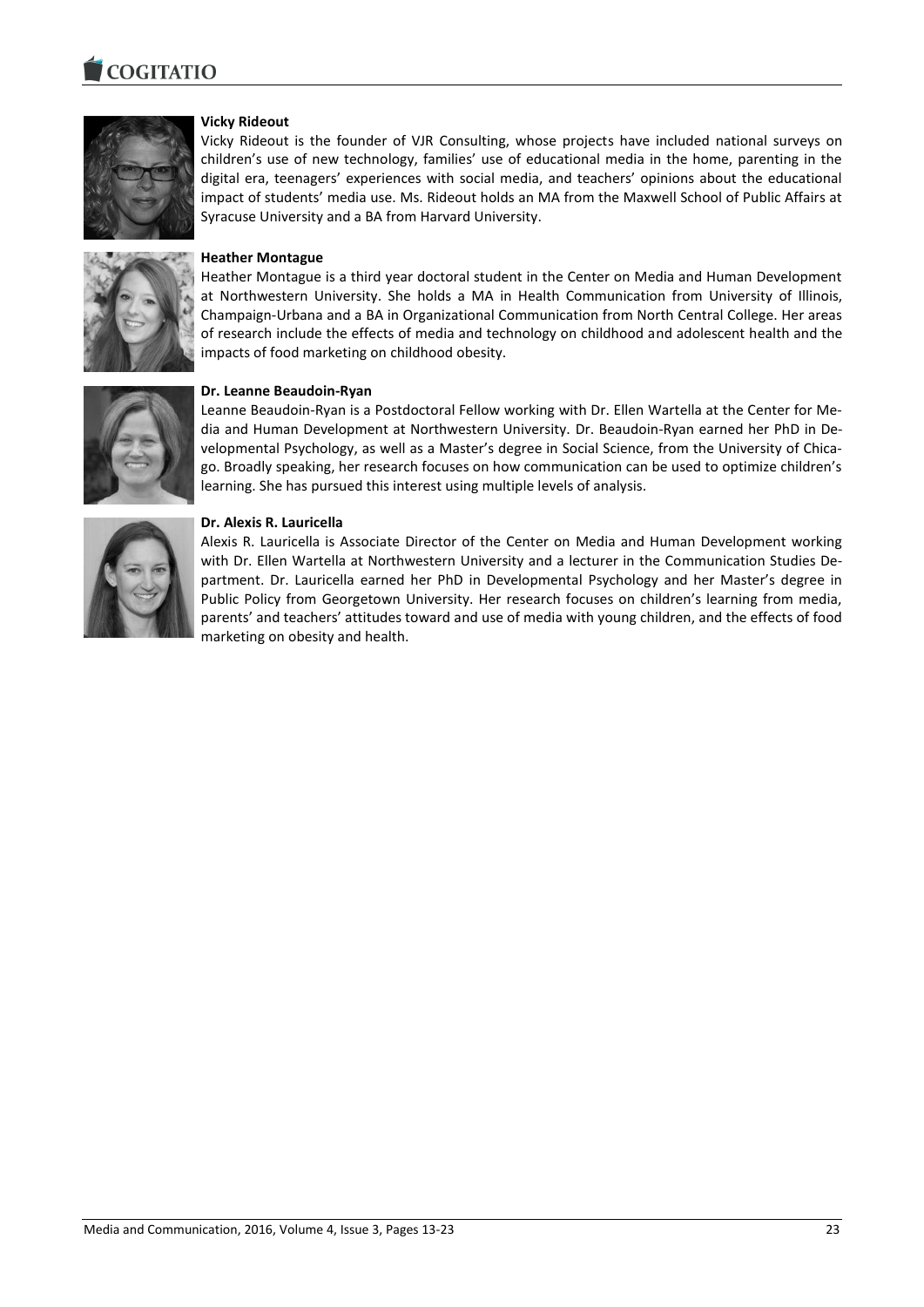**Vicky Rideout**

Vicky Rideout is the founder of VJR Consulting, whose projects have included national surveys on children's use of new technology, families' use of educational media in the home, parenting in the digital era, teenagers' experiences with social media, and teachers' opinions about the educational impact of students' media use. Ms. Rideout holds an MA from the Maxwell School of Public Affairs at Syracuse University and a BA from Harvard University.

**Heather Montague**

Heather Montague is a third year doctoral student in the Center on Media and Human Development at Northwestern University. She holds a MA in Health Communication from University of Illinois, Champaign-Urbana and a BA in Organizational Communication from North Central College. Her areas of research include the effects of media and technology on childhood and adolescent health and the impacts of food marketing on childhood obesity.

**Dr. Leanne Beaudoin-Ryan**

Leanne Beaudoin-Ryan is a Postdoctoral Fellow working with Dr. Ellen Wartella at the Center for Media and Human Development at Northwestern University. Dr. Beaudoin-Ryan earned her PhD in Developmental Psychology, as well as a Master's degree in Social Science, from the University of Chicago. Broadly speaking, her research focuses on how communication can be used to optimize children's learning. She has pursued this interest using multiple levels of analysis.

**Dr. Alexis R. Lauricella**

Alexis R. Lauricella is Associate Director of the Center on Media and Human Development working with Dr. Ellen Wartella at Northwestern University and a lecturer in the Communication Studies Department. Dr. Lauricella earned her PhD in Developmental Psychology and her Master's degree in Public Policy from Georgetown University. Her research focuses on children's learning from media, parents' and teachers' attitudes toward and use of media with young children, and the effects of food marketing on obesity and health.